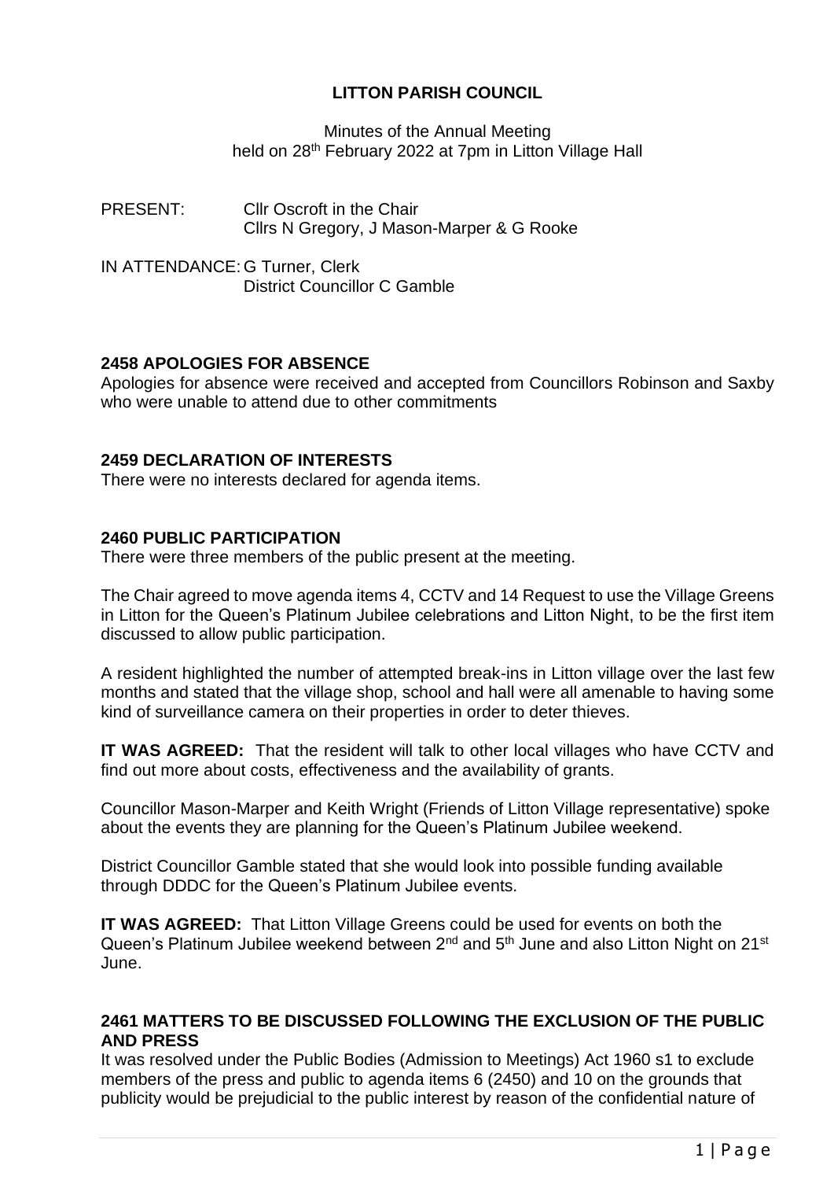# LITTON PARISH COUNCIL

Minutes of the Annual Meeting
held on 28th February 2022 at 7pm in Litton Village Hall

PRESENT: Cllr Oscroft in the Chair
Cllrs N Gregory, J Mason-Marper & G Rooke

IN ATTENDANCE: G Turner, Clerk
District Councillor C Gamble

## 2458 APOLOGIES FOR ABSENCE

Apologies for absence were received and accepted from Councillors Robinson and Saxby who were unable to attend due to other commitments

## 2459 DECLARATION OF INTERESTS

There were no interests declared for agenda items.

## 2460 PUBLIC PARTICIPATION

There were three members of the public present at the meeting.

The Chair agreed to move agenda items 4, CCTV and 14 Request to use the Village Greens in Litton for the Queen's Platinum Jubilee celebrations and Litton Night, to be the first item discussed to allow public participation.

A resident highlighted the number of attempted break-ins in Litton village over the last few months and stated that the village shop, school and hall were all amenable to having some kind of surveillance camera on their properties in order to deter thieves.

**IT WAS AGREED:** That the resident will talk to other local villages who have CCTV and find out more about costs, effectiveness and the availability of grants.

Councillor Mason-Marper and Keith Wright (Friends of Litton Village representative) spoke about the events they are planning for the Queen's Platinum Jubilee weekend.

District Councillor Gamble stated that she would look into possible funding available through DDDC for the Queen's Platinum Jubilee events.

**IT WAS AGREED:** That Litton Village Greens could be used for events on both the Queen's Platinum Jubilee weekend between 2nd and 5th June and also Litton Night on 21st June.

## 2461 MATTERS TO BE DISCUSSED FOLLOWING THE EXCLUSION OF THE PUBLIC AND PRESS

It was resolved under the Public Bodies (Admission to Meetings) Act 1960 s1 to exclude members of the press and public to agenda items 6 (2450) and 10 on the grounds that publicity would be prejudicial to the public interest by reason of the confidential nature of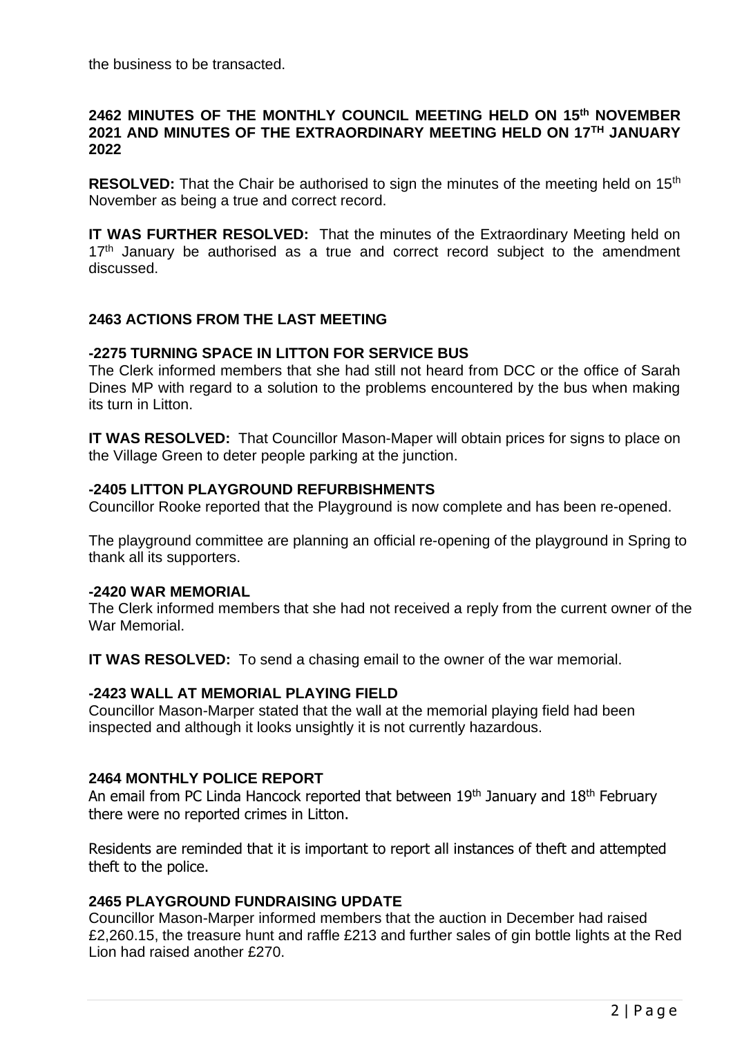the business to be transacted.

**2462 MINUTES OF THE MONTHLY COUNCIL MEETING HELD ON 15th NOVEMBER 2021 AND MINUTES OF THE EXTRAORDINARY MEETING HELD ON 17TH JANUARY 2022**

**RESOLVED:** That the Chair be authorised to sign the minutes of the meeting held on 15th November as being a true and correct record.

**IT WAS FURTHER RESOLVED:** That the minutes of the Extraordinary Meeting held on 17th January be authorised as a true and correct record subject to the amendment discussed.

**2463 ACTIONS FROM THE LAST MEETING**

**-2275 TURNING SPACE IN LITTON FOR SERVICE BUS**

The Clerk informed members that she had still not heard from DCC or the office of Sarah Dines MP with regard to a solution to the problems encountered by the bus when making its turn in Litton.

**IT WAS RESOLVED:** That Councillor Mason-Maper will obtain prices for signs to place on the Village Green to deter people parking at the junction.

**-2405 LITTON PLAYGROUND REFURBISHMENTS**

Councillor Rooke reported that the Playground is now complete and has been re-opened.

The playground committee are planning an official re-opening of the playground in Spring to thank all its supporters.

**-2420 WAR MEMORIAL**

The Clerk informed members that she had not received a reply from the current owner of the War Memorial.

**IT WAS RESOLVED:** To send a chasing email to the owner of the war memorial.

**-2423 WALL AT MEMORIAL PLAYING FIELD**

Councillor Mason-Marper stated that the wall at the memorial playing field had been inspected and although it looks unsightly it is not currently hazardous.

**2464 MONTHLY POLICE REPORT**

An email from PC Linda Hancock reported that between 19th January and 18th February there were no reported crimes in Litton.

Residents are reminded that it is important to report all instances of theft and attempted theft to the police.

**2465 PLAYGROUND FUNDRAISING UPDATE**

Councillor Mason-Marper informed members that the auction in December had raised £2,260.15, the treasure hunt and raffle £213 and further sales of gin bottle lights at the Red Lion had raised another £270.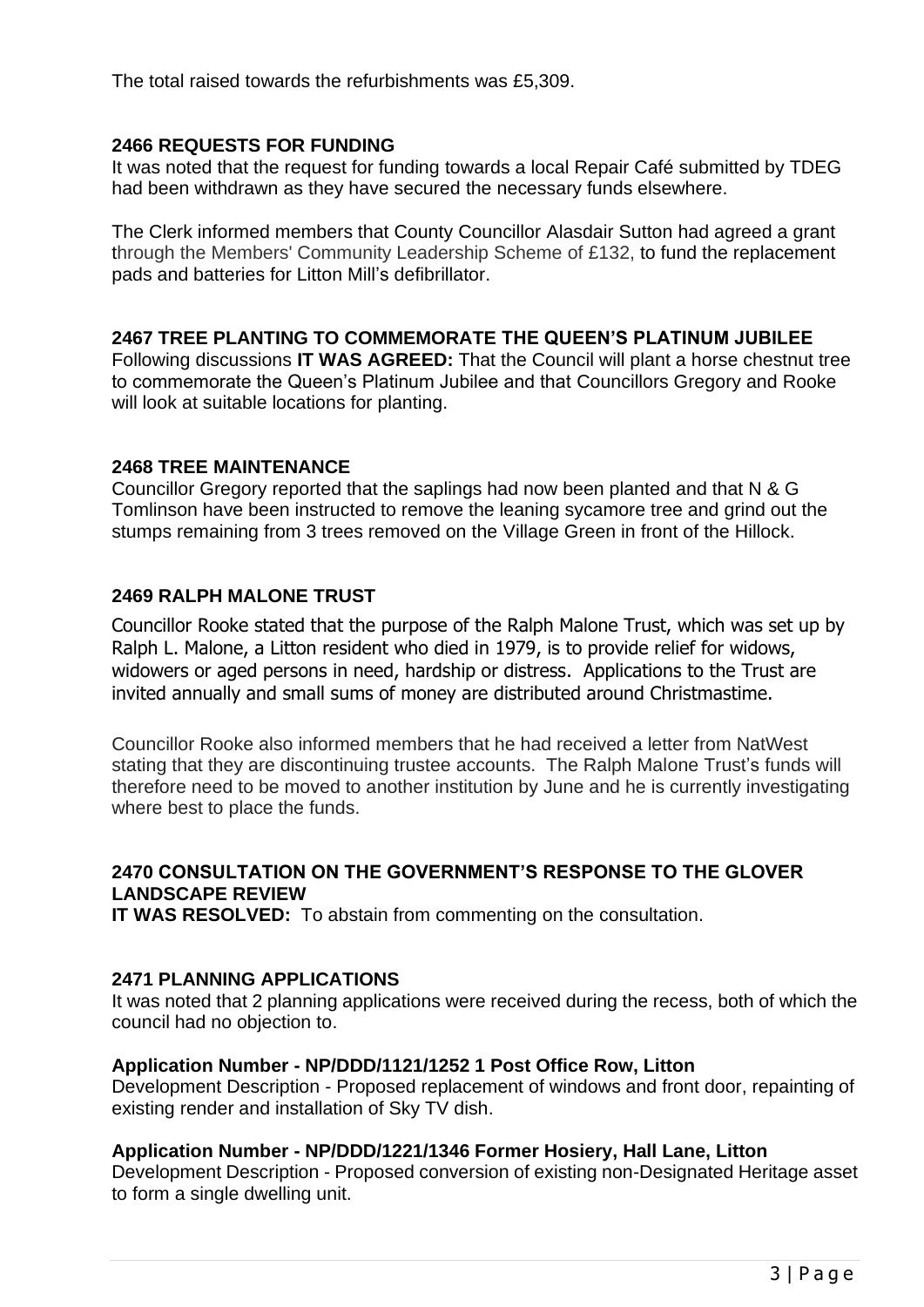The total raised towards the refurbishments was £5,309.

## 2466 REQUESTS FOR FUNDING

It was noted that the request for funding towards a local Repair Café submitted by TDEG had been withdrawn as they have secured the necessary funds elsewhere.

The Clerk informed members that County Councillor Alasdair Sutton had agreed a grant through the Members' Community Leadership Scheme of £132, to fund the replacement pads and batteries for Litton Mill's defibrillator.

## 2467 TREE PLANTING TO COMMEMORATE THE QUEEN'S PLATINUM JUBILEE

Following discussions **IT WAS AGREED:** That the Council will plant a horse chestnut tree to commemorate the Queen's Platinum Jubilee and that Councillors Gregory and Rooke will look at suitable locations for planting.

## 2468 TREE MAINTENANCE

Councillor Gregory reported that the saplings had now been planted and that N & G Tomlinson have been instructed to remove the leaning sycamore tree and grind out the stumps remaining from 3 trees removed on the Village Green in front of the Hillock.

## 2469 RALPH MALONE TRUST

Councillor Rooke stated that the purpose of the Ralph Malone Trust, which was set up by Ralph L. Malone, a Litton resident who died in 1979, is to provide relief for widows, widowers or aged persons in need, hardship or distress. Applications to the Trust are invited annually and small sums of money are distributed around Christmastime.

Councillor Rooke also informed members that he had received a letter from NatWest stating that they are discontinuing trustee accounts. The Ralph Malone Trust's funds will therefore need to be moved to another institution by June and he is currently investigating where best to place the funds.

## 2470 CONSULTATION ON THE GOVERNMENT'S RESPONSE TO THE GLOVER LANDSCAPE REVIEW

**IT WAS RESOLVED:** To abstain from commenting on the consultation.

## 2471 PLANNING APPLICATIONS

It was noted that 2 planning applications were received during the recess, both of which the council had no objection to.

**Application Number - NP/DDD/1121/1252 1 Post Office Row, Litton**
Development Description - Proposed replacement of windows and front door, repainting of existing render and installation of Sky TV dish.

**Application Number - NP/DDD/1221/1346 Former Hosiery, Hall Lane, Litton**
Development Description - Proposed conversion of existing non-Designated Heritage asset to form a single dwelling unit.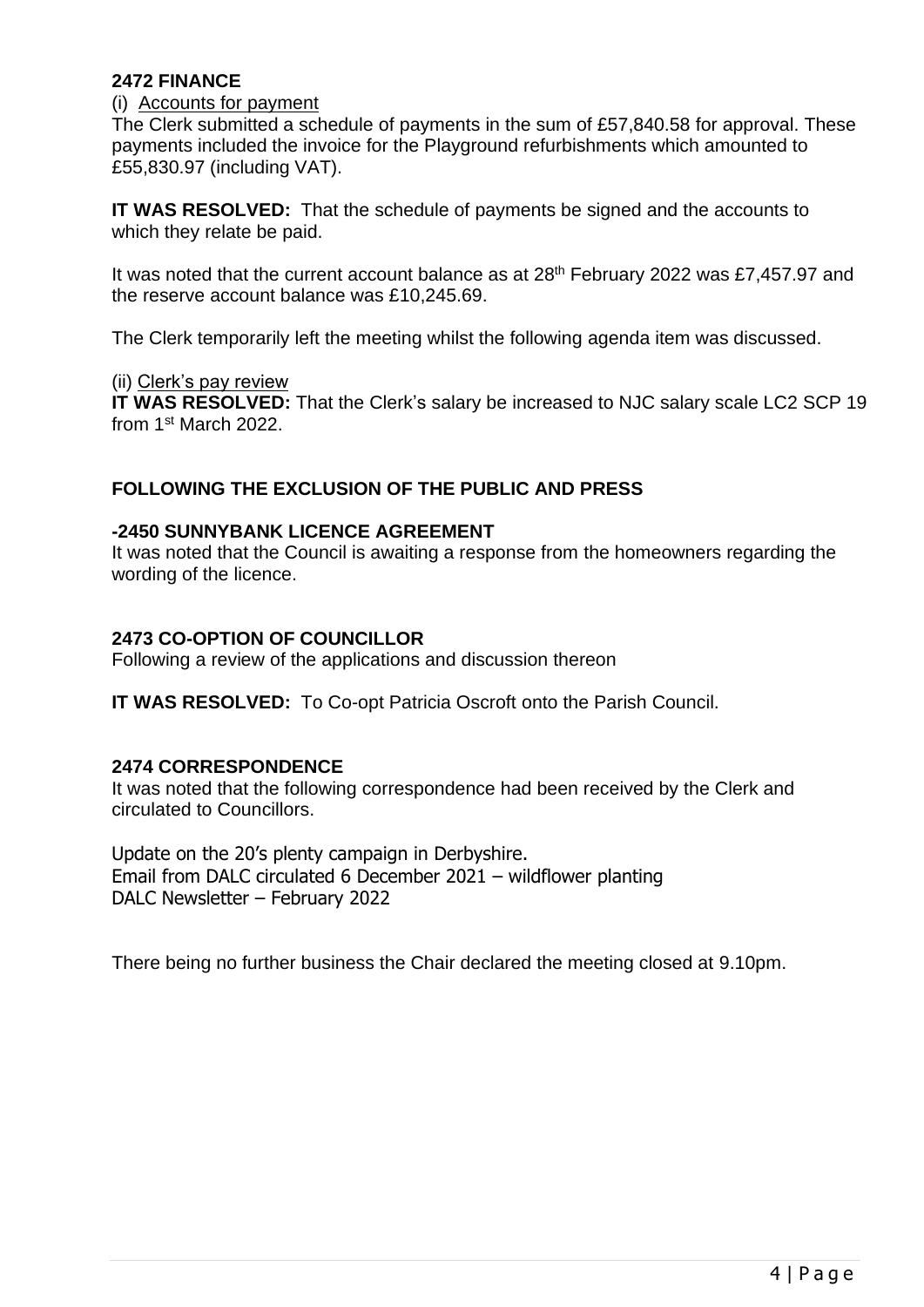**2472 FINANCE**

(i) Accounts for payment

The Clerk submitted a schedule of payments in the sum of £57,840.58 for approval. These payments included the invoice for the Playground refurbishments which amounted to £55,830.97 (including VAT).

**IT WAS RESOLVED:** That the schedule of payments be signed and the accounts to which they relate be paid.

It was noted that the current account balance as at 28th February 2022 was £7,457.97 and the reserve account balance was £10,245.69.

The Clerk temporarily left the meeting whilst the following agenda item was discussed.

(ii) Clerk's pay review

**IT WAS RESOLVED:** That the Clerk's salary be increased to NJC salary scale LC2 SCP 19 from 1st March 2022.

**FOLLOWING THE EXCLUSION OF THE PUBLIC AND PRESS**

**-2450 SUNNYBANK LICENCE AGREEMENT**

It was noted that the Council is awaiting a response from the homeowners regarding the wording of the licence.

**2473 CO-OPTION OF COUNCILLOR**

Following a review of the applications and discussion thereon

**IT WAS RESOLVED:** To Co-opt Patricia Oscroft onto the Parish Council.

**2474 CORRESPONDENCE**

It was noted that the following correspondence had been received by the Clerk and circulated to Councillors.

Update on the 20's plenty campaign in Derbyshire.
Email from DALC circulated 6 December 2021 – wildflower planting
DALC Newsletter – February 2022

There being no further business the Chair declared the meeting closed at 9.10pm.